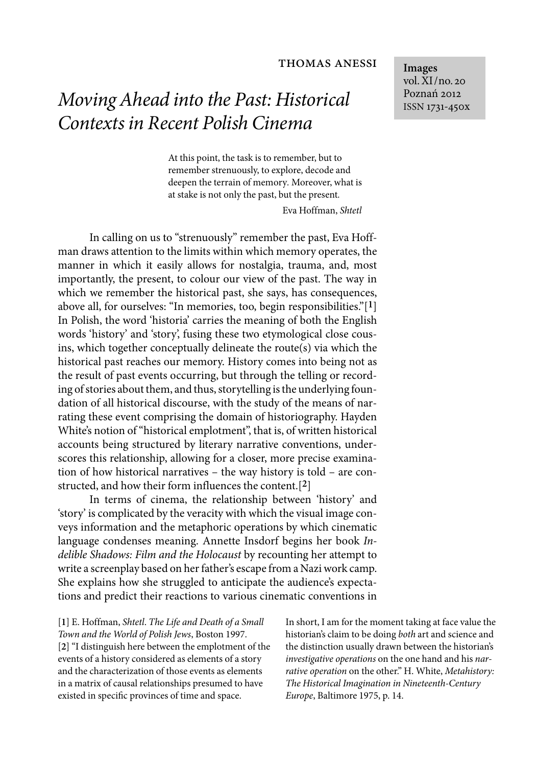THOMAS ANESSI

Images
vol. XI/no. 20
Poznań 2012
ISSN 1731-450x

# *Moving Ahead into the Past: Historical Contexts in Recent Polish Cinema*

> At this point, the task is to remember, but to remember strenuously, to explore, decode and deepen the terrain of memory. Moreover, what is at stake is not only the past, but the present.
>
> Eva Hoffman, *Shtetl*

In calling on us to "strenuously" remember the past, Eva Hoffman draws attention to the limits within which memory operates, the manner in which it easily allows for nostalgia, trauma, and, most importantly, the present, to colour our view of the past. The way in which we remember the historical past, she says, has consequences, above all, for ourselves: "In memories, too, begin responsibilities."[1] In Polish, the word 'historia' carries the meaning of both the English words 'history' and 'story', fusing these two etymological close cousins, which together conceptually delineate the route(s) via which the historical past reaches our memory. History comes into being not as the result of past events occurring, but through the telling or recording of stories about them, and thus, storytelling is the underlying foundation of all historical discourse, with the study of the means of narrating these event comprising the domain of historiography. Hayden White's notion of "historical emplotment", that is, of written historical accounts being structured by literary narrative conventions, underscores this relationship, allowing for a closer, more precise examination of how historical narratives – the way history is told – are constructed, and how their form influences the content.[2]

In terms of cinema, the relationship between 'history' and 'story' is complicated by the veracity with which the visual image conveys information and the metaphoric operations by which cinematic language condenses meaning. Annette Insdorf begins her book *Indelible Shadows: Film and the Holocaust* by recounting her attempt to write a screenplay based on her father's escape from a Nazi work camp. She explains how she struggled to anticipate the audience's expectations and predict their reactions to various cinematic conventions in

[1] E. Hoffman, *Shtetl. The Life and Death of a Small Town and the World of Polish Jews*, Boston 1997.

[2] "I distinguish here between the emplotment of the events of a history considered as elements of a story and the characterization of those events as elements in a matrix of causal relationships presumed to have existed in specific provinces of time and space. In short, I am for the moment taking at face value the historian's claim to be doing *both* art and science and the distinction usually drawn between the historian's *investigative operations* on the one hand and his *narrative operation* on the other." H. White, *Metahistory: The Historical Imagination in Nineteenth-Century Europe*, Baltimore 1975, p. 14.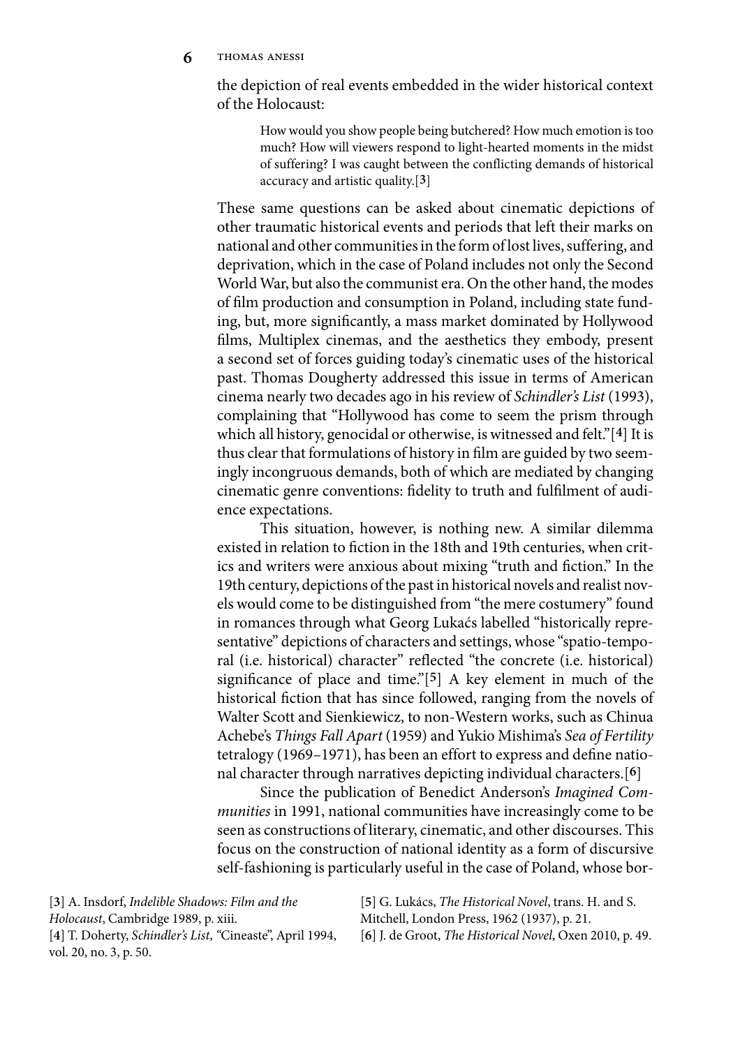the depiction of real events embedded in the wider historical context of the Holocaust:

> How would you show people being butchered? How much emotion is too much? How will viewers respond to light-hearted moments in the midst of suffering? I was caught between the conflicting demands of historical accuracy and artistic quality.[3]

These same questions can be asked about cinematic depictions of other traumatic historical events and periods that left their marks on national and other communities in the form of lost lives, suffering, and deprivation, which in the case of Poland includes not only the Second World War, but also the communist era. On the other hand, the modes of film production and consumption in Poland, including state funding, but, more significantly, a mass market dominated by Hollywood films, Multiplex cinemas, and the aesthetics they embody, present a second set of forces guiding today's cinematic uses of the historical past. Thomas Dougherty addressed this issue in terms of American cinema nearly two decades ago in his review of *Schindler's List* (1993), complaining that "Hollywood has come to seem the prism through which all history, genocidal or otherwise, is witnessed and felt."[4] It is thus clear that formulations of history in film are guided by two seemingly incongruous demands, both of which are mediated by changing cinematic genre conventions: fidelity to truth and fulfilment of audience expectations.

This situation, however, is nothing new. A similar dilemma existed in relation to fiction in the 18th and 19th centuries, when critics and writers were anxious about mixing "truth and fiction." In the 19th century, depictions of the past in historical novels and realist novels would come to be distinguished from "the mere costumery" found in romances through what Georg Lukaćs labelled "historically representative" depictions of characters and settings, whose "spatio-temporal (i.e. historical) character" reflected "the concrete (i.e. historical) significance of place and time."[5] A key element in much of the historical fiction that has since followed, ranging from the novels of Walter Scott and Sienkiewicz, to non-Western works, such as Chinua Achebe's *Things Fall Apart* (1959) and Yukio Mishima's *Sea of Fertility* tetralogy (1969–1971), has been an effort to express and define national character through narratives depicting individual characters.[6]

Since the publication of Benedict Anderson's *Imagined Communities* in 1991, national communities have increasingly come to be seen as constructions of literary, cinematic, and other discourses. This focus on the construction of national identity as a form of discursive self-fashioning is particularly useful in the case of Poland, whose bor-

---

[3] A. Insdorf, *Indelible Shadows: Film and the Holocaust*, Cambridge 1989, p. xiii.

[4] T. Doherty, *Schindler's List*, "Cineaste", April 1994, vol. 20, no. 3, p. 50.

[5] G. Lukács, *The Historical Novel*, trans. H. and S. Mitchell, London Press, 1962 (1937), p. 21.

[6] J. de Groot, *The Historical Novel*, Oxen 2010, p. 49.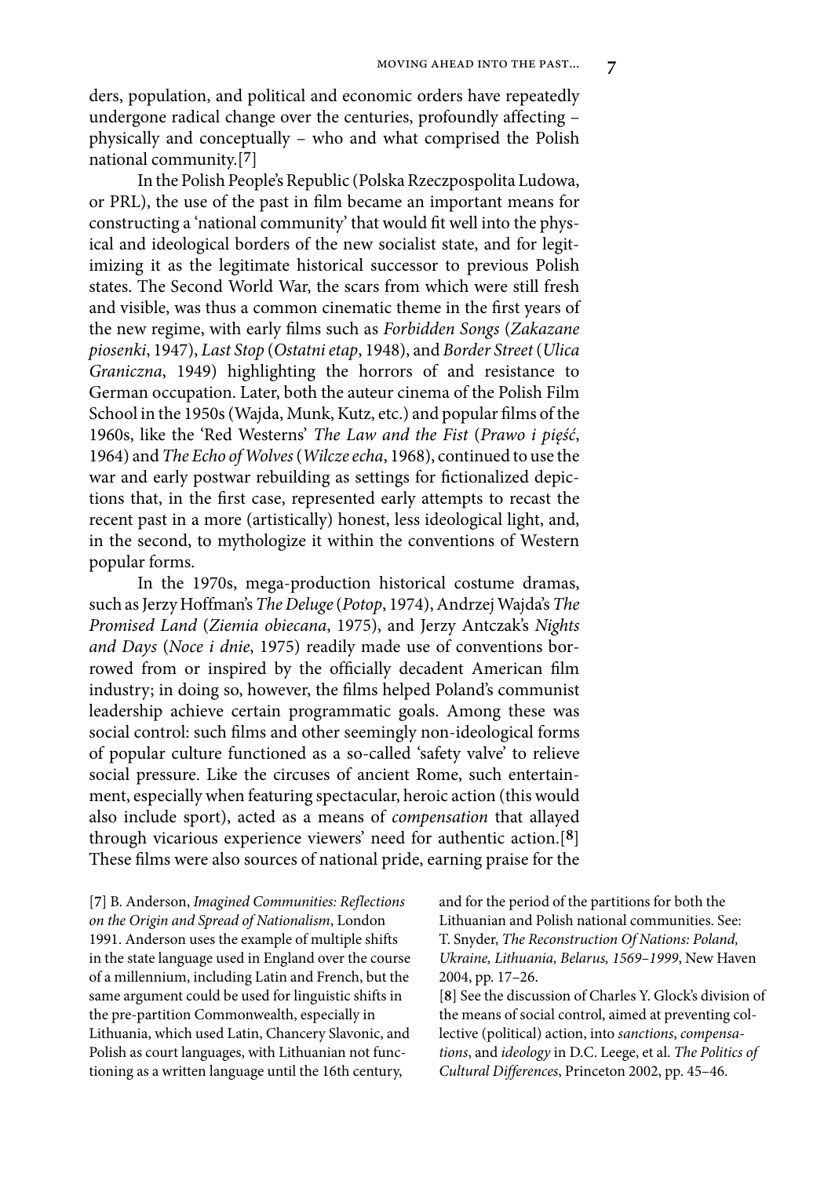ders, population, and political and economic orders have repeatedly undergone radical change over the centuries, profoundly affecting – physically and conceptually – who and what comprised the Polish national community.[7]

In the Polish People's Republic (Polska Rzeczpospolita Ludowa, or PRL), the use of the past in film became an important means for constructing a 'national community' that would fit well into the physical and ideological borders of the new socialist state, and for legitimizing it as the legitimate historical successor to previous Polish states. The Second World War, the scars from which were still fresh and visible, was thus a common cinematic theme in the first years of the new regime, with early films such as *Forbidden Songs* (*Zakazane piosenki*, 1947), *Last Stop* (*Ostatni etap*, 1948), and *Border Street* (*Ulica Graniczna*, 1949) highlighting the horrors of and resistance to German occupation. Later, both the auteur cinema of the Polish Film School in the 1950s (Wajda, Munk, Kutz, etc.) and popular films of the 1960s, like the 'Red Westerns' *The Law and the Fist* (*Prawo i pięść*, 1964) and *The Echo of Wolves* (*Wilcze echa*, 1968), continued to use the war and early postwar rebuilding as settings for fictionalized depictions that, in the first case, represented early attempts to recast the recent past in a more (artistically) honest, less ideological light, and, in the second, to mythologize it within the conventions of Western popular forms.

In the 1970s, mega-production historical costume dramas, such as Jerzy Hoffman's *The Deluge* (*Potop*, 1974), Andrzej Wajda's *The Promised Land* (*Ziemia obiecana*, 1975), and Jerzy Antczak's *Nights and Days* (*Noce i dnie*, 1975) readily made use of conventions borrowed from or inspired by the officially decadent American film industry; in doing so, however, the films helped Poland's communist leadership achieve certain programmatic goals. Among these was social control: such films and other seemingly non-ideological forms of popular culture functioned as a so-called 'safety valve' to relieve social pressure. Like the circuses of ancient Rome, such entertainment, especially when featuring spectacular, heroic action (this would also include sport), acted as a means of *compensation* that allayed through vicarious experience viewers' need for authentic action.[8] These films were also sources of national pride, earning praise for the

[7] B. Anderson, *Imagined Communities: Reflections on the Origin and Spread of Nationalism*, London 1991. Anderson uses the example of multiple shifts in the state language used in England over the course of a millennium, including Latin and French, but the same argument could be used for linguistic shifts in the pre-partition Commonwealth, especially in Lithuania, which used Latin, Chancery Slavonic, and Polish as court languages, with Lithuanian not functioning as a written language until the 16th century, and for the period of the partitions for both the Lithuanian and Polish national communities. See: T. Snyder, *The Reconstruction Of Nations: Poland, Ukraine, Lithuania, Belarus, 1569–1999*, New Haven 2004, pp. 17–26.

[8] See the discussion of Charles Y. Glock's division of the means of social control, aimed at preventing collective (political) action, into *sanctions*, *compensations*, and *ideology* in D.C. Leege, et al. *The Politics of Cultural Differences*, Princeton 2002, pp. 45–46.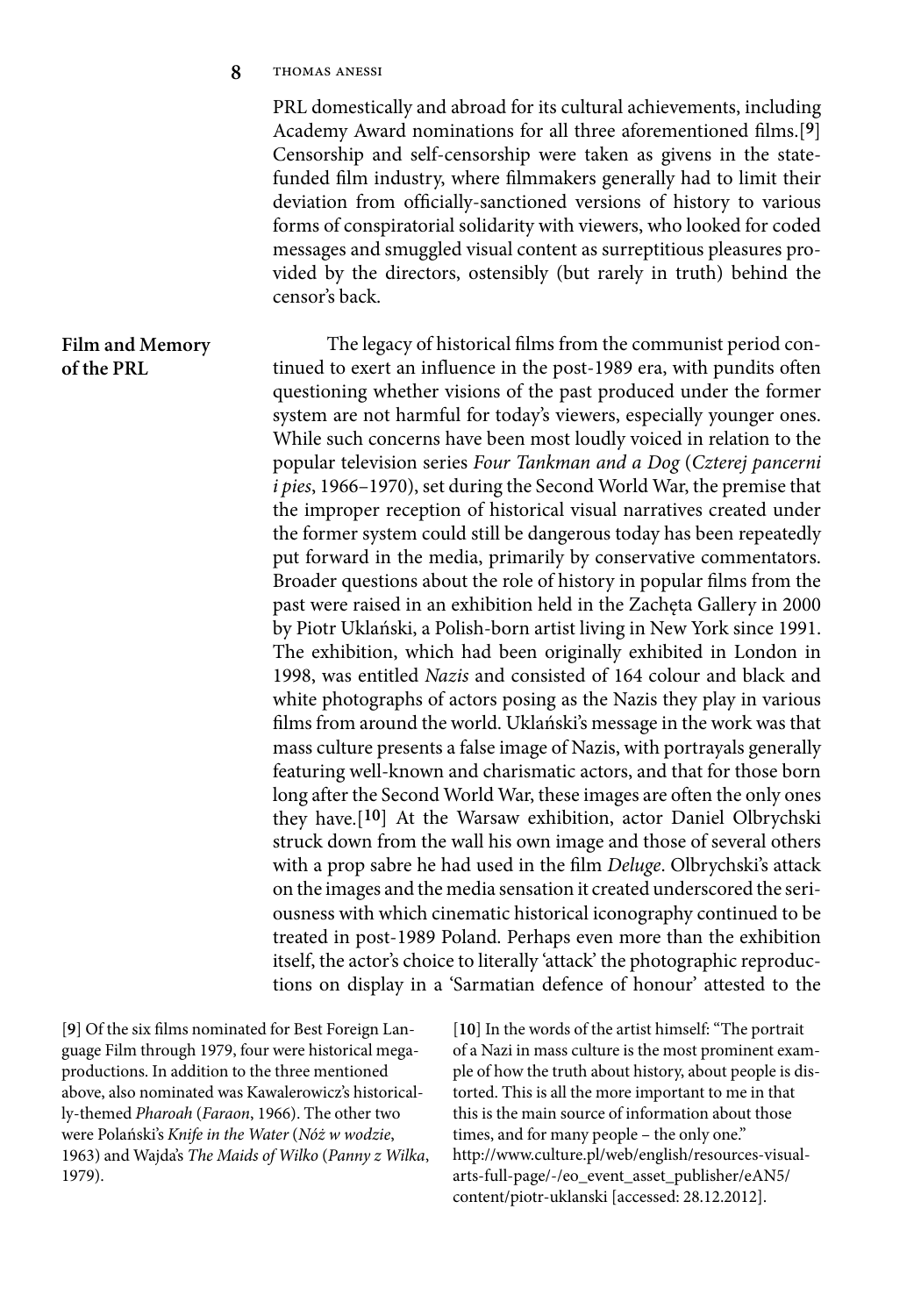PRL domestically and abroad for its cultural achievements, including Academy Award nominations for all three aforementioned films.[9] Censorship and self-censorship were taken as givens in the state-funded film industry, where filmmakers generally had to limit their deviation from officially-sanctioned versions of history to various forms of conspiratorial solidarity with viewers, who looked for coded messages and smuggled visual content as surreptitious pleasures provided by the directors, ostensibly (but rarely in truth) behind the censor's back.

## Film and Memory of the PRL

The legacy of historical films from the communist period continued to exert an influence in the post-1989 era, with pundits often questioning whether visions of the past produced under the former system are not harmful for today's viewers, especially younger ones. While such concerns have been most loudly voiced in relation to the popular television series *Four Tankman and a Dog* (*Czterej pancerni i pies*, 1966–1970), set during the Second World War, the premise that the improper reception of historical visual narratives created under the former system could still be dangerous today has been repeatedly put forward in the media, primarily by conservative commentators. Broader questions about the role of history in popular films from the past were raised in an exhibition held in the Zachęta Gallery in 2000 by Piotr Uklański, a Polish-born artist living in New York since 1991. The exhibition, which had been originally exhibited in London in 1998, was entitled *Nazis* and consisted of 164 colour and black and white photographs of actors posing as the Nazis they play in various films from around the world. Uklański's message in the work was that mass culture presents a false image of Nazis, with portrayals generally featuring well-known and charismatic actors, and that for those born long after the Second World War, these images are often the only ones they have.[10] At the Warsaw exhibition, actor Daniel Olbrychski struck down from the wall his own image and those of several others with a prop sabre he had used in the film *Deluge*. Olbrychski's attack on the images and the media sensation it created underscored the seriousness with which cinematic historical iconography continued to be treated in post-1989 Poland. Perhaps even more than the exhibition itself, the actor's choice to literally 'attack' the photographic reproductions on display in a 'Sarmatian defence of honour' attested to the

[9] Of the six films nominated for Best Foreign Language Film through 1979, four were historical megaproductions. In addition to the three mentioned above, also nominated was Kawalerowicz's historically-themed *Pharoah* (*Faraon*, 1966). The other two were Polański's *Knife in the Water* (*Nóż w wodzie*, 1963) and Wajda's *The Maids of Wilko* (*Panny z Wilka*, 1979).

[10] In the words of the artist himself: "The portrait of a Nazi in mass culture is the most prominent example of how the truth about history, about people is distorted. This is all the more important to me in that this is the main source of information about those times, and for many people – the only one." http://www.culture.pl/web/english/resources-visual-arts-full-page/-/eo_event_asset_publisher/eAN5/content/piotr-uklanski [accessed: 28.12.2012].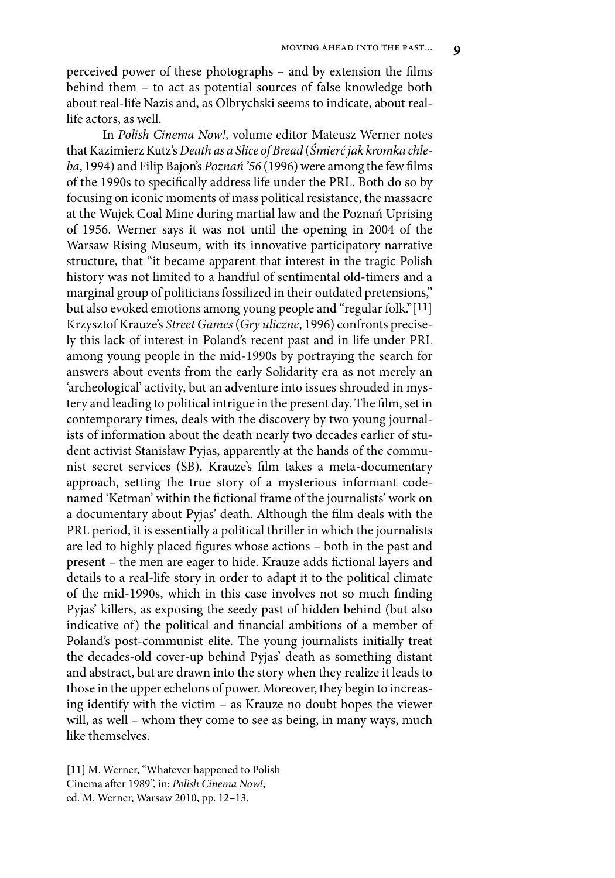perceived power of these photographs – and by extension the films behind them – to act as potential sources of false knowledge both about real-life Nazis and, as Olbrychski seems to indicate, about real-life actors, as well.

In *Polish Cinema Now!*, volume editor Mateusz Werner notes that Kazimierz Kutz's *Death as a Slice of Bread* (*Śmierć jak kromka chleba*, 1994) and Filip Bajon's *Poznań '56* (1996) were among the few films of the 1990s to specifically address life under the PRL. Both do so by focusing on iconic moments of mass political resistance, the massacre at the Wujek Coal Mine during martial law and the Poznań Uprising of 1956. Werner says it was not until the opening in 2004 of the Warsaw Rising Museum, with its innovative participatory narrative structure, that "it became apparent that interest in the tragic Polish history was not limited to a handful of sentimental old-timers and a marginal group of politicians fossilized in their outdated pretensions," but also evoked emotions among young people and "regular folk."[11] Krzysztof Krauze's *Street Games* (*Gry uliczne*, 1996) confronts precisely this lack of interest in Poland's recent past and in life under PRL among young people in the mid-1990s by portraying the search for answers about events from the early Solidarity era as not merely an 'archeological' activity, but an adventure into issues shrouded in mystery and leading to political intrigue in the present day. The film, set in contemporary times, deals with the discovery by two young journalists of information about the death nearly two decades earlier of student activist Stanisław Pyjas, apparently at the hands of the communist secret services (SB). Krauze's film takes a meta-documentary approach, setting the true story of a mysterious informant code-named 'Ketman' within the fictional frame of the journalists' work on a documentary about Pyjas' death. Although the film deals with the PRL period, it is essentially a political thriller in which the journalists are led to highly placed figures whose actions – both in the past and present – the men are eager to hide. Krauze adds fictional layers and details to a real-life story in order to adapt it to the political climate of the mid-1990s, which in this case involves not so much finding Pyjas' killers, as exposing the seedy past of hidden behind (but also indicative of) the political and financial ambitions of a member of Poland's post-communist elite. The young journalists initially treat the decades-old cover-up behind Pyjas' death as something distant and abstract, but are drawn into the story when they realize it leads to those in the upper echelons of power. Moreover, they begin to increasing identify with the victim – as Krauze no doubt hopes the viewer will, as well – whom they come to see as being, in many ways, much like themselves.

[11] M. Werner, "Whatever happened to Polish Cinema after 1989", in: *Polish Cinema Now!*, ed. M. Werner, Warsaw 2010, pp. 12–13.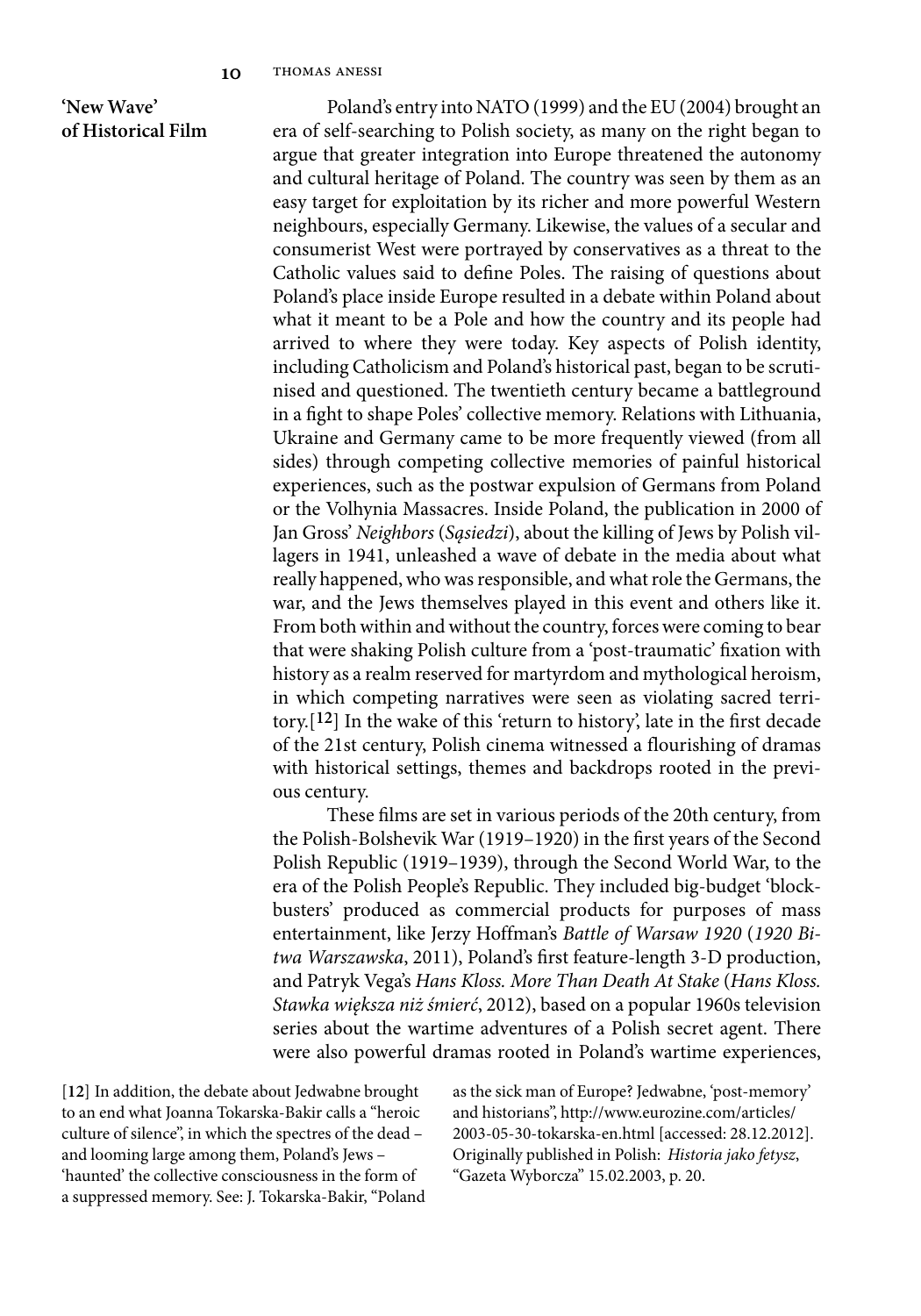## 'New Wave' of Historical Film

Poland's entry into NATO (1999) and the EU (2004) brought an era of self-searching to Polish society, as many on the right began to argue that greater integration into Europe threatened the autonomy and cultural heritage of Poland. The country was seen by them as an easy target for exploitation by its richer and more powerful Western neighbours, especially Germany. Likewise, the values of a secular and consumerist West were portrayed by conservatives as a threat to the Catholic values said to define Poles. The raising of questions about Poland's place inside Europe resulted in a debate within Poland about what it meant to be a Pole and how the country and its people had arrived to where they were today. Key aspects of Polish identity, including Catholicism and Poland's historical past, began to be scrutinised and questioned. The twentieth century became a battleground in a fight to shape Poles' collective memory. Relations with Lithuania, Ukraine and Germany came to be more frequently viewed (from all sides) through competing collective memories of painful historical experiences, such as the postwar expulsion of Germans from Poland or the Volhynia Massacres. Inside Poland, the publication in 2000 of Jan Gross' *Neighbors* (*Sąsiedzi*), about the killing of Jews by Polish villagers in 1941, unleashed a wave of debate in the media about what really happened, who was responsible, and what role the Germans, the war, and the Jews themselves played in this event and others like it. From both within and without the country, forces were coming to bear that were shaking Polish culture from a 'post-traumatic' fixation with history as a realm reserved for martyrdom and mythological heroism, in which competing narratives were seen as violating sacred territory.[12] In the wake of this 'return to history', late in the first decade of the 21st century, Polish cinema witnessed a flourishing of dramas with historical settings, themes and backdrops rooted in the previous century.

These films are set in various periods of the 20th century, from the Polish-Bolshevik War (1919–1920) in the first years of the Second Polish Republic (1919–1939), through the Second World War, to the era of the Polish People's Republic. They included big-budget 'blockbusters' produced as commercial products for purposes of mass entertainment, like Jerzy Hoffman's *Battle of Warsaw 1920* (*1920 Bitwa Warszawska*, 2011), Poland's first feature-length 3-D production, and Patryk Vega's *Hans Kloss. More Than Death At Stake* (*Hans Kloss. Stawka większa niż śmierć*, 2012), based on a popular 1960s television series about the wartime adventures of a Polish secret agent. There were also powerful dramas rooted in Poland's wartime experiences,

[12] In addition, the debate about Jedwabne brought to an end what Joanna Tokarska-Bakir calls a "heroic culture of silence", in which the spectres of the dead – and looming large among them, Poland's Jews – 'haunted' the collective consciousness in the form of a suppressed memory. See: J. Tokarska-Bakir, "Poland as the sick man of Europe? Jedwabne, 'post-memory' and historians", http://www.eurozine.com/articles/2003-05-30-tokarska-en.html [accessed: 28.12.2012]. Originally published in Polish: *Historia jako fetysz*, "Gazeta Wyborcza" 15.02.2003, p. 20.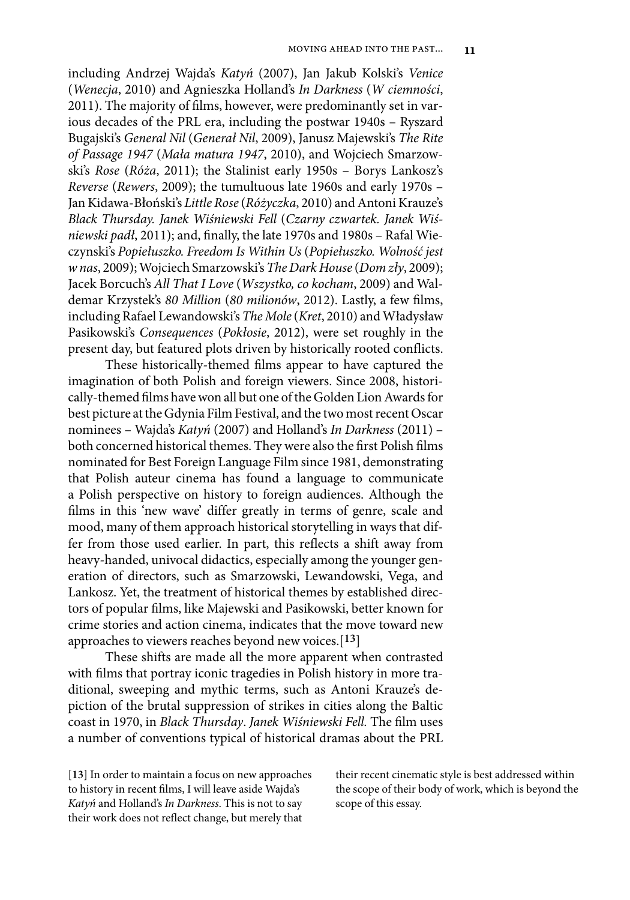including Andrzej Wajda's *Katyń* (2007), Jan Jakub Kolski's *Venice* (*Wenecja*, 2010) and Agnieszka Holland's *In Darkness* (*W ciemności*, 2011). The majority of films, however, were predominantly set in various decades of the PRL era, including the postwar 1940s – Ryszard Bugajski's *General Nil* (*Generał Nil*, 2009), Janusz Majewski's *The Rite of Passage 1947* (*Mała matura 1947*, 2010), and Wojciech Smarzowski's *Rose* (*Róża*, 2011); the Stalinist early 1950s – Borys Lankosz's *Reverse* (*Rewers*, 2009); the tumultuous late 1960s and early 1970s – Jan Kidawa-Błoński's *Little Rose* (*Różyczka*, 2010) and Antoni Krauze's *Black Thursday. Janek Wiśniewski Fell* (*Czarny czwartek. Janek Wiśniewski padł*, 2011); and, finally, the late 1970s and 1980s – Rafal Wieczynski's *Popiełuszko. Freedom Is Within Us* (*Popiełuszko. Wolność jest w nas*, 2009); Wojciech Smarzowski's *The Dark House* (*Dom zły*, 2009); Jacek Borcuch's *All That I Love* (*Wszystko, co kocham*, 2009) and Waldemar Krzystek's *80 Million* (*80 milionów*, 2012). Lastly, a few films, including Rafael Lewandowski's *The Mole* (*Kret*, 2010) and Władysław Pasikowski's *Consequences* (*Pokłosie*, 2012), were set roughly in the present day, but featured plots driven by historically rooted conflicts.

These historically-themed films appear to have captured the imagination of both Polish and foreign viewers. Since 2008, historically-themed films have won all but one of the Golden Lion Awards for best picture at the Gdynia Film Festival, and the two most recent Oscar nominees – Wajda's *Katyń* (2007) and Holland's *In Darkness* (2011) – both concerned historical themes. They were also the first Polish films nominated for Best Foreign Language Film since 1981, demonstrating that Polish auteur cinema has found a language to communicate a Polish perspective on history to foreign audiences. Although the films in this 'new wave' differ greatly in terms of genre, scale and mood, many of them approach historical storytelling in ways that differ from those used earlier. In part, this reflects a shift away from heavy-handed, univocal didactics, especially among the younger generation of directors, such as Smarzowski, Lewandowski, Vega, and Lankosz. Yet, the treatment of historical themes by established directors of popular films, like Majewski and Pasikowski, better known for crime stories and action cinema, indicates that the move toward new approaches to viewers reaches beyond new voices.[13]

These shifts are made all the more apparent when contrasted with films that portray iconic tragedies in Polish history in more traditional, sweeping and mythic terms, such as Antoni Krauze's depiction of the brutal suppression of strikes in cities along the Baltic coast in 1970, in *Black Thursday*. *Janek Wiśniewski Fell.* The film uses a number of conventions typical of historical dramas about the PRL

[13] In order to maintain a focus on new approaches to history in recent films, I will leave aside Wajda's *Katyń* and Holland's *In Darkness*. This is not to say their work does not reflect change, but merely that their recent cinematic style is best addressed within the scope of their body of work, which is beyond the scope of this essay.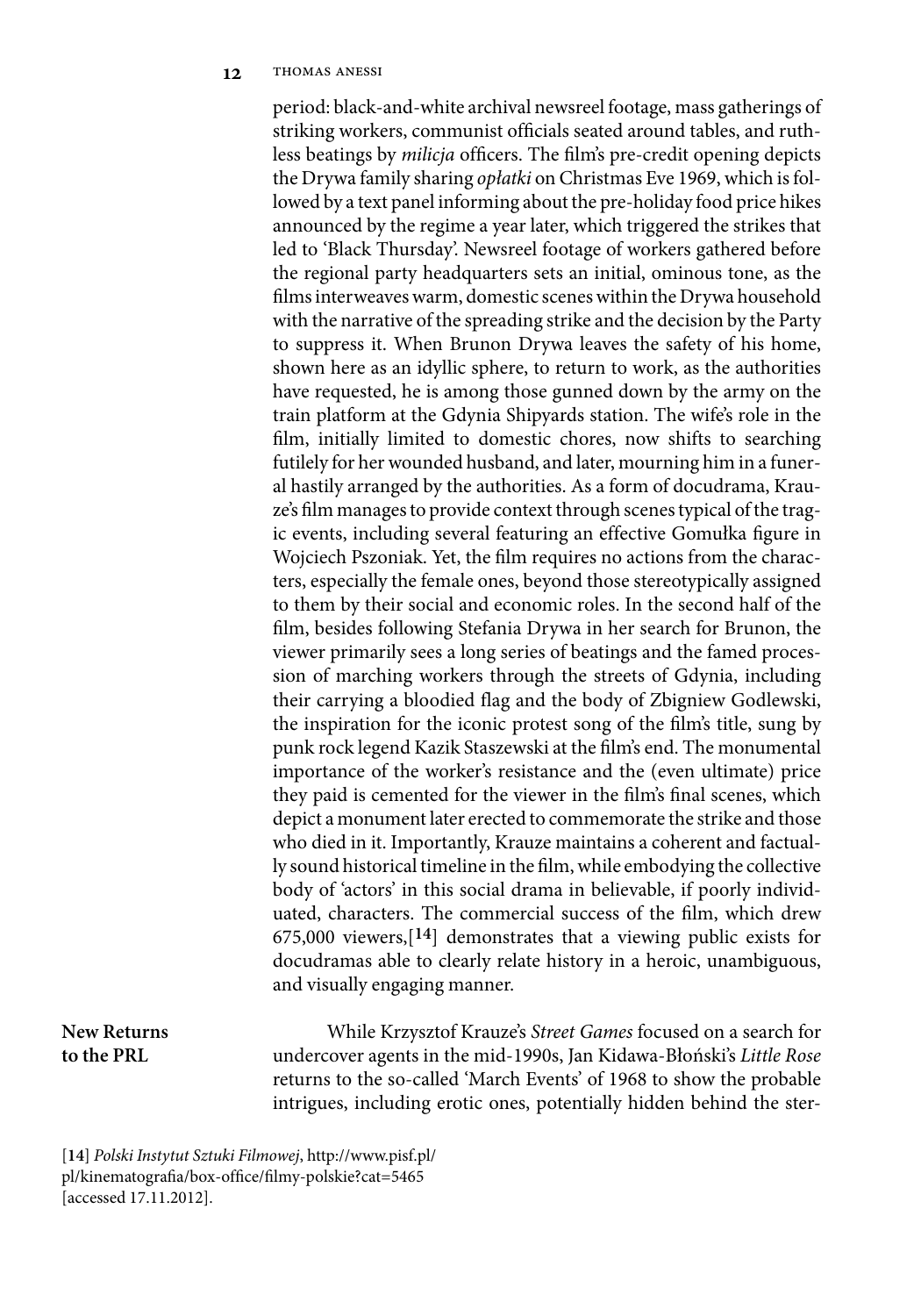period: black-and-white archival newsreel footage, mass gatherings of striking workers, communist officials seated around tables, and ruthless beatings by *milicja* officers. The film's pre-credit opening depicts the Drywa family sharing *opłatki* on Christmas Eve 1969, which is followed by a text panel informing about the pre-holiday food price hikes announced by the regime a year later, which triggered the strikes that led to 'Black Thursday'. Newsreel footage of workers gathered before the regional party headquarters sets an initial, ominous tone, as the films interweaves warm, domestic scenes within the Drywa household with the narrative of the spreading strike and the decision by the Party to suppress it. When Brunon Drywa leaves the safety of his home, shown here as an idyllic sphere, to return to work, as the authorities have requested, he is among those gunned down by the army on the train platform at the Gdynia Shipyards station. The wife's role in the film, initially limited to domestic chores, now shifts to searching futilely for her wounded husband, and later, mourning him in a funeral hastily arranged by the authorities. As a form of docudrama, Krauze's film manages to provide context through scenes typical of the tragic events, including several featuring an effective Gomułka figure in Wojciech Pszoniak. Yet, the film requires no actions from the characters, especially the female ones, beyond those stereotypically assigned to them by their social and economic roles. In the second half of the film, besides following Stefania Drywa in her search for Brunon, the viewer primarily sees a long series of beatings and the famed procession of marching workers through the streets of Gdynia, including their carrying a bloodied flag and the body of Zbigniew Godlewski, the inspiration for the iconic protest song of the film's title, sung by punk rock legend Kazik Staszewski at the film's end. The monumental importance of the worker's resistance and the (even ultimate) price they paid is cemented for the viewer in the film's final scenes, which depict a monument later erected to commemorate the strike and those who died in it. Importantly, Krauze maintains a coherent and factually sound historical timeline in the film, while embodying the collective body of 'actors' in this social drama in believable, if poorly individuated, characters. The commercial success of the film, which drew 675,000 viewers,[14] demonstrates that a viewing public exists for docudramas able to clearly relate history in a heroic, unambiguous, and visually engaging manner.

## New Returns to the PRL

While Krzysztof Krauze's *Street Games* focused on a search for undercover agents in the mid-1990s, Jan Kidawa-Błoński's *Little Rose* returns to the so-called 'March Events' of 1968 to show the probable intrigues, including erotic ones, potentially hidden behind the ster-

[14] *Polski Instytut Sztuki Filmowej*, http://www.pisf.pl/pl/kinematografia/box-office/filmy-polskie?cat=5465 [accessed 17.11.2012].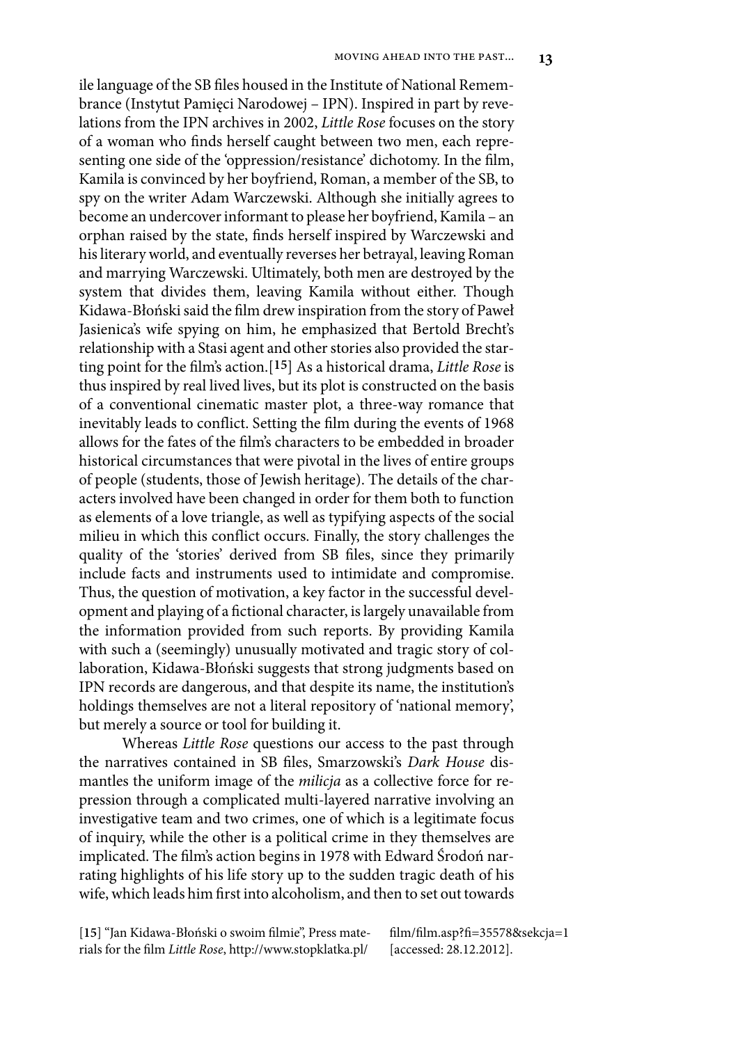ile language of the SB files housed in the Institute of National Remembrance (Instytut Pamięci Narodowej – IPN). Inspired in part by revelations from the IPN archives in 2002, *Little Rose* focuses on the story of a woman who finds herself caught between two men, each representing one side of the 'oppression/resistance' dichotomy. In the film, Kamila is convinced by her boyfriend, Roman, a member of the SB, to spy on the writer Adam Warczewski. Although she initially agrees to become an undercover informant to please her boyfriend, Kamila – an orphan raised by the state, finds herself inspired by Warczewski and his literary world, and eventually reverses her betrayal, leaving Roman and marrying Warczewski. Ultimately, both men are destroyed by the system that divides them, leaving Kamila without either. Though Kidawa-Błoński said the film drew inspiration from the story of Paweł Jasienica's wife spying on him, he emphasized that Bertold Brecht's relationship with a Stasi agent and other stories also provided the starting point for the film's action.[15] As a historical drama, *Little Rose* is thus inspired by real lived lives, but its plot is constructed on the basis of a conventional cinematic master plot, a three-way romance that inevitably leads to conflict. Setting the film during the events of 1968 allows for the fates of the film's characters to be embedded in broader historical circumstances that were pivotal in the lives of entire groups of people (students, those of Jewish heritage). The details of the characters involved have been changed in order for them both to function as elements of a love triangle, as well as typifying aspects of the social milieu in which this conflict occurs. Finally, the story challenges the quality of the 'stories' derived from SB files, since they primarily include facts and instruments used to intimidate and compromise. Thus, the question of motivation, a key factor in the successful development and playing of a fictional character, is largely unavailable from the information provided from such reports. By providing Kamila with such a (seemingly) unusually motivated and tragic story of collaboration, Kidawa-Błoński suggests that strong judgments based on IPN records are dangerous, and that despite its name, the institution's holdings themselves are not a literal repository of 'national memory', but merely a source or tool for building it.

Whereas *Little Rose* questions our access to the past through the narratives contained in SB files, Smarzowski's *Dark House* dismantles the uniform image of the *milicja* as a collective force for repression through a complicated multi-layered narrative involving an investigative team and two crimes, one of which is a legitimate focus of inquiry, while the other is a political crime in they themselves are implicated. The film's action begins in 1978 with Edward Środoń narrating highlights of his life story up to the sudden tragic death of his wife, which leads him first into alcoholism, and then to set out towards

[15] "Jan Kidawa-Błoński o swoim filmie", Press materials for the film *Little Rose*, http://www.stopklatka.pl/film/film.asp?fi=35578&sekcja=1 [accessed: 28.12.2012].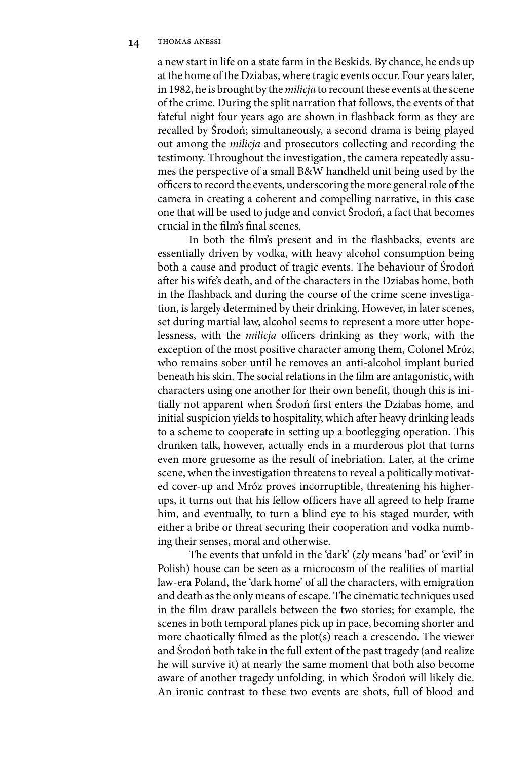a new start in life on a state farm in the Beskids. By chance, he ends up at the home of the Dziabas, where tragic events occur. Four years later, in 1982, he is brought by the *milicja* to recount these events at the scene of the crime. During the split narration that follows, the events of that fateful night four years ago are shown in flashback form as they are recalled by Środoń; simultaneously, a second drama is being played out among the *milicja* and prosecutors collecting and recording the testimony. Throughout the investigation, the camera repeatedly assumes the perspective of a small B&W handheld unit being used by the officers to record the events, underscoring the more general role of the camera in creating a coherent and compelling narrative, in this case one that will be used to judge and convict Środoń, a fact that becomes crucial in the film's final scenes.

In both the film's present and in the flashbacks, events are essentially driven by vodka, with heavy alcohol consumption being both a cause and product of tragic events. The behaviour of Środoń after his wife's death, and of the characters in the Dziabas home, both in the flashback and during the course of the crime scene investigation, is largely determined by their drinking. However, in later scenes, set during martial law, alcohol seems to represent a more utter hopelessness, with the *milicja* officers drinking as they work, with the exception of the most positive character among them, Colonel Mróz, who remains sober until he removes an anti-alcohol implant buried beneath his skin. The social relations in the film are antagonistic, with characters using one another for their own benefit, though this is initially not apparent when Środoń first enters the Dziabas home, and initial suspicion yields to hospitality, which after heavy drinking leads to a scheme to cooperate in setting up a bootlegging operation. This drunken talk, however, actually ends in a murderous plot that turns even more gruesome as the result of inebriation. Later, at the crime scene, when the investigation threatens to reveal a politically motivated cover-up and Mróz proves incorruptible, threatening his higher-ups, it turns out that his fellow officers have all agreed to help frame him, and eventually, to turn a blind eye to his staged murder, with either a bribe or threat securing their cooperation and vodka numbing their senses, moral and otherwise.

The events that unfold in the 'dark' (*zły* means 'bad' or 'evil' in Polish) house can be seen as a microcosm of the realities of martial law-era Poland, the 'dark home' of all the characters, with emigration and death as the only means of escape. The cinematic techniques used in the film draw parallels between the two stories; for example, the scenes in both temporal planes pick up in pace, becoming shorter and more chaotically filmed as the plot(s) reach a crescendo. The viewer and Środoń both take in the full extent of the past tragedy (and realize he will survive it) at nearly the same moment that both also become aware of another tragedy unfolding, in which Środoń will likely die. An ironic contrast to these two events are shots, full of blood and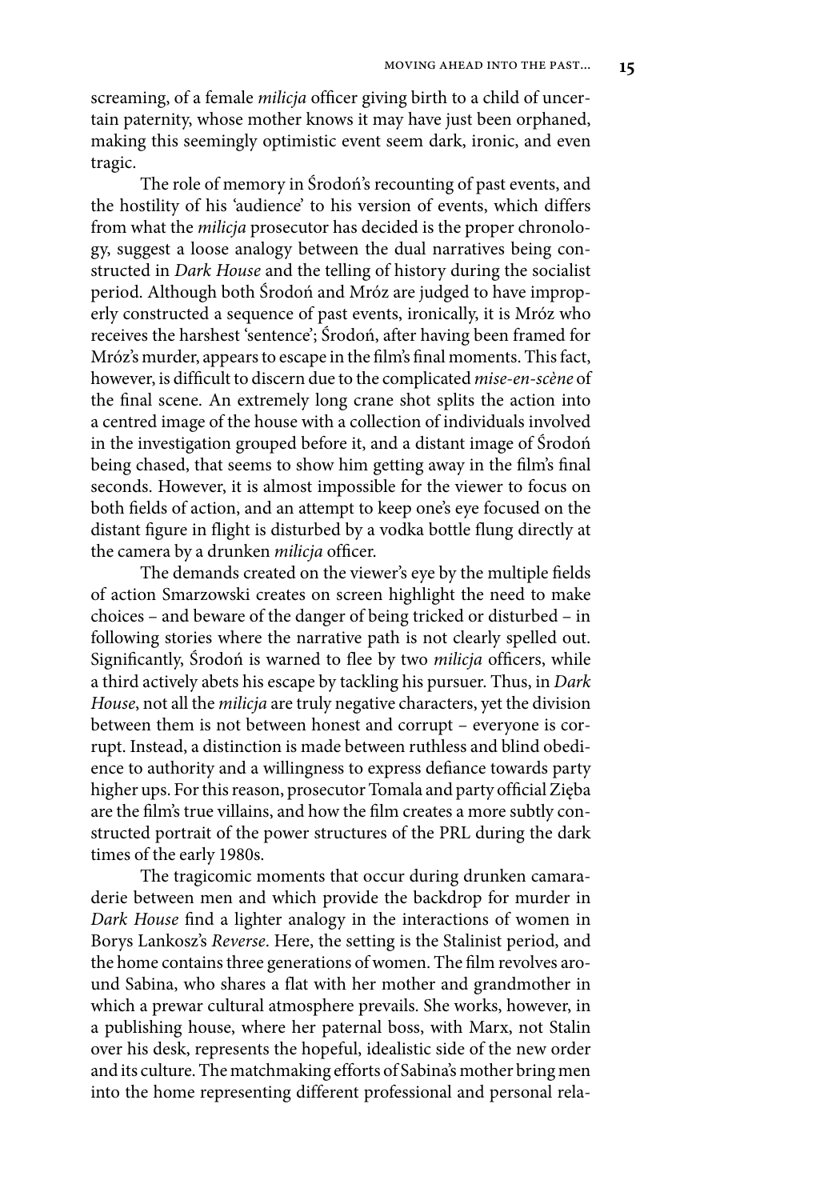screaming, of a female *milicja* officer giving birth to a child of uncertain paternity, whose mother knows it may have just been orphaned, making this seemingly optimistic event seem dark, ironic, and even tragic.

The role of memory in Środoń's recounting of past events, and the hostility of his 'audience' to his version of events, which differs from what the *milicja* prosecutor has decided is the proper chronology, suggest a loose analogy between the dual narratives being constructed in *Dark House* and the telling of history during the socialist period. Although both Środoń and Mróz are judged to have improperly constructed a sequence of past events, ironically, it is Mróz who receives the harshest 'sentence'; Środoń, after having been framed for Mróz's murder, appears to escape in the film's final moments. This fact, however, is difficult to discern due to the complicated *mise-en-scène* of the final scene. An extremely long crane shot splits the action into a centred image of the house with a collection of individuals involved in the investigation grouped before it, and a distant image of Środoń being chased, that seems to show him getting away in the film's final seconds. However, it is almost impossible for the viewer to focus on both fields of action, and an attempt to keep one's eye focused on the distant figure in flight is disturbed by a vodka bottle flung directly at the camera by a drunken *milicja* officer.

The demands created on the viewer's eye by the multiple fields of action Smarzowski creates on screen highlight the need to make choices – and beware of the danger of being tricked or disturbed – in following stories where the narrative path is not clearly spelled out. Significantly, Środoń is warned to flee by two *milicja* officers, while a third actively abets his escape by tackling his pursuer. Thus, in *Dark House*, not all the *milicja* are truly negative characters, yet the division between them is not between honest and corrupt – everyone is corrupt. Instead, a distinction is made between ruthless and blind obedience to authority and a willingness to express defiance towards party higher ups. For this reason, prosecutor Tomala and party official Zięba are the film's true villains, and how the film creates a more subtly constructed portrait of the power structures of the PRL during the dark times of the early 1980s.

The tragicomic moments that occur during drunken camaraderie between men and which provide the backdrop for murder in *Dark House* find a lighter analogy in the interactions of women in Borys Lankosz's *Reverse*. Here, the setting is the Stalinist period, and the home contains three generations of women. The film revolves around Sabina, who shares a flat with her mother and grandmother in which a prewar cultural atmosphere prevails. She works, however, in a publishing house, where her paternal boss, with Marx, not Stalin over his desk, represents the hopeful, idealistic side of the new order and its culture. The matchmaking efforts of Sabina's mother bring men into the home representing different professional and personal rela-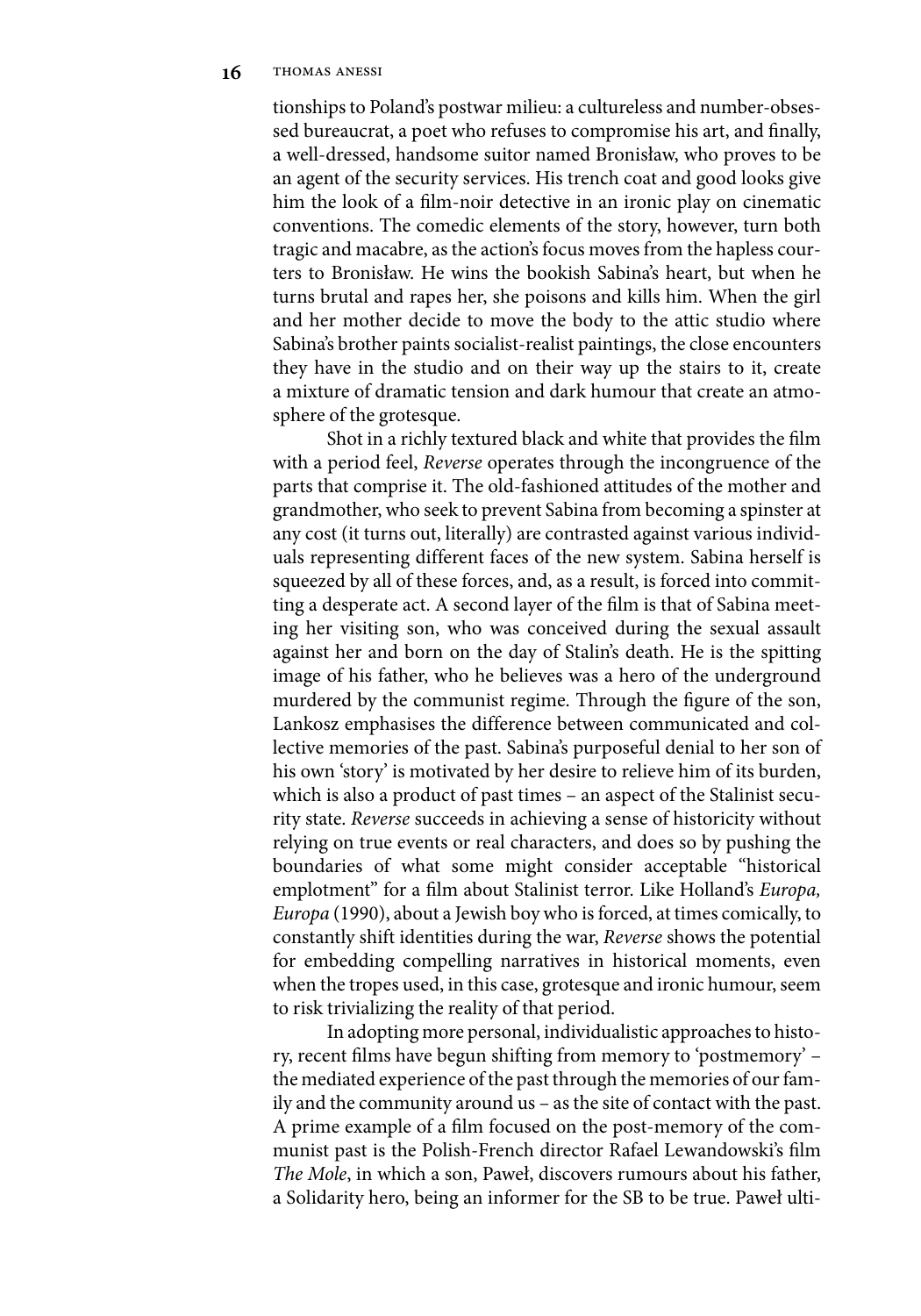tionships to Poland's postwar milieu: a cultureless and number-obsessed bureaucrat, a poet who refuses to compromise his art, and finally, a well-dressed, handsome suitor named Bronisław, who proves to be an agent of the security services. His trench coat and good looks give him the look of a film-noir detective in an ironic play on cinematic conventions. The comedic elements of the story, however, turn both tragic and macabre, as the action's focus moves from the hapless courters to Bronisław. He wins the bookish Sabina's heart, but when he turns brutal and rapes her, she poisons and kills him. When the girl and her mother decide to move the body to the attic studio where Sabina's brother paints socialist-realist paintings, the close encounters they have in the studio and on their way up the stairs to it, create a mixture of dramatic tension and dark humour that create an atmosphere of the grotesque.

Shot in a richly textured black and white that provides the film with a period feel, *Reverse* operates through the incongruence of the parts that comprise it. The old-fashioned attitudes of the mother and grandmother, who seek to prevent Sabina from becoming a spinster at any cost (it turns out, literally) are contrasted against various individuals representing different faces of the new system. Sabina herself is squeezed by all of these forces, and, as a result, is forced into committing a desperate act. A second layer of the film is that of Sabina meeting her visiting son, who was conceived during the sexual assault against her and born on the day of Stalin's death. He is the spitting image of his father, who he believes was a hero of the underground murdered by the communist regime. Through the figure of the son, Lankosz emphasises the difference between communicated and collective memories of the past. Sabina's purposeful denial to her son of his own 'story' is motivated by her desire to relieve him of its burden, which is also a product of past times – an aspect of the Stalinist security state. *Reverse* succeeds in achieving a sense of historicity without relying on true events or real characters, and does so by pushing the boundaries of what some might consider acceptable "historical emplotment" for a film about Stalinist terror. Like Holland's *Europa, Europa* (1990), about a Jewish boy who is forced, at times comically, to constantly shift identities during the war, *Reverse* shows the potential for embedding compelling narratives in historical moments, even when the tropes used, in this case, grotesque and ironic humour, seem to risk trivializing the reality of that period.

In adopting more personal, individualistic approaches to history, recent films have begun shifting from memory to 'postmemory' – the mediated experience of the past through the memories of our family and the community around us – as the site of contact with the past. A prime example of a film focused on the post-memory of the communist past is the Polish-French director Rafael Lewandowski's film *The Mole*, in which a son, Paweł, discovers rumours about his father, a Solidarity hero, being an informer for the SB to be true. Paweł ulti-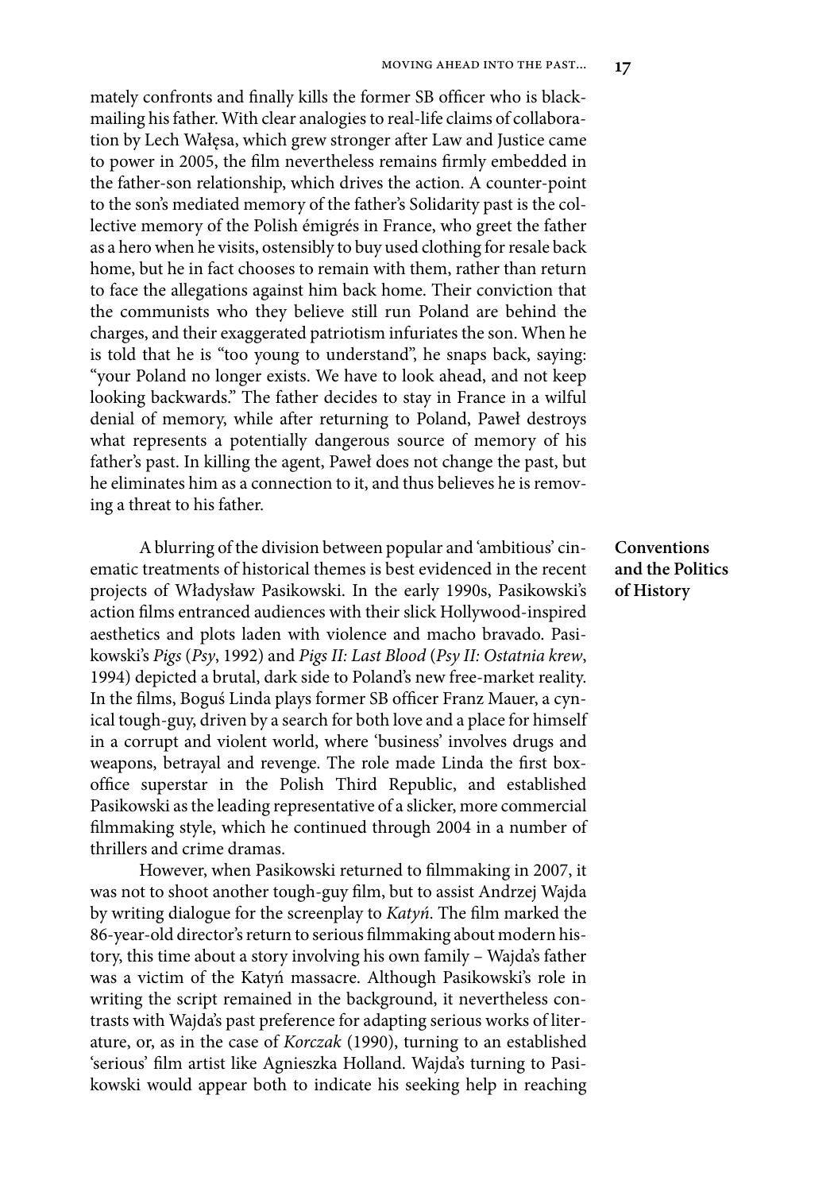mately confronts and finally kills the former SB officer who is blackmailing his father. With clear analogies to real-life claims of collaboration by Lech Wałęsa, which grew stronger after Law and Justice came to power in 2005, the film nevertheless remains firmly embedded in the father-son relationship, which drives the action. A counter-point to the son's mediated memory of the father's Solidarity past is the collective memory of the Polish émigrés in France, who greet the father as a hero when he visits, ostensibly to buy used clothing for resale back home, but he in fact chooses to remain with them, rather than return to face the allegations against him back home. Their conviction that the communists who they believe still run Poland are behind the charges, and their exaggerated patriotism infuriates the son. When he is told that he is "too young to understand", he snaps back, saying: "your Poland no longer exists. We have to look ahead, and not keep looking backwards." The father decides to stay in France in a wilful denial of memory, while after returning to Poland, Paweł destroys what represents a potentially dangerous source of memory of his father's past. In killing the agent, Paweł does not change the past, but he eliminates him as a connection to it, and thus believes he is removing a threat to his father.

**Conventions and the Politics of History**

A blurring of the division between popular and 'ambitious' cinematic treatments of historical themes is best evidenced in the recent projects of Władysław Pasikowski. In the early 1990s, Pasikowski's action films entranced audiences with their slick Hollywood-inspired aesthetics and plots laden with violence and macho bravado. Pasikowski's *Pigs* (*Psy*, 1992) and *Pigs II: Last Blood* (*Psy II: Ostatnia krew*, 1994) depicted a brutal, dark side to Poland's new free-market reality. In the films, Boguś Linda plays former SB officer Franz Mauer, a cynical tough-guy, driven by a search for both love and a place for himself in a corrupt and violent world, where 'business' involves drugs and weapons, betrayal and revenge. The role made Linda the first box-office superstar in the Polish Third Republic, and established Pasikowski as the leading representative of a slicker, more commercial filmmaking style, which he continued through 2004 in a number of thrillers and crime dramas.

However, when Pasikowski returned to filmmaking in 2007, it was not to shoot another tough-guy film, but to assist Andrzej Wajda by writing dialogue for the screenplay to *Katyń*. The film marked the 86-year-old director's return to serious filmmaking about modern history, this time about a story involving his own family – Wajda's father was a victim of the Katyń massacre. Although Pasikowski's role in writing the script remained in the background, it nevertheless contrasts with Wajda's past preference for adapting serious works of literature, or, as in the case of *Korczak* (1990), turning to an established 'serious' film artist like Agnieszka Holland. Wajda's turning to Pasikowski would appear both to indicate his seeking help in reaching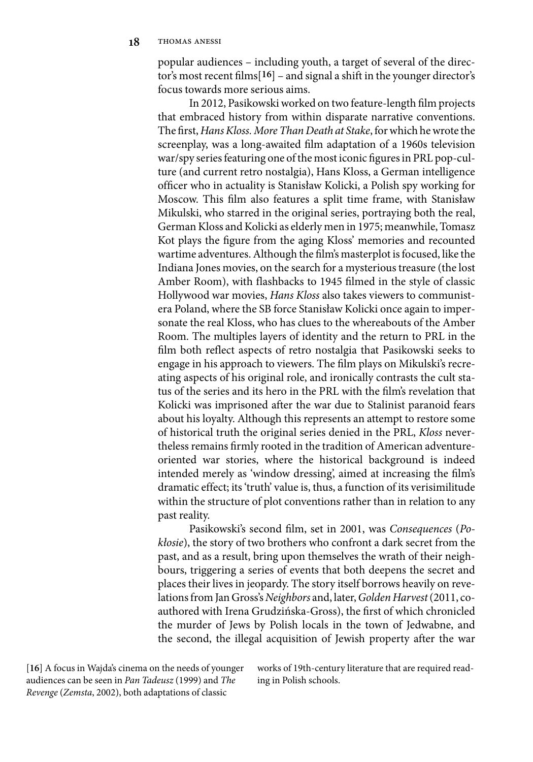popular audiences – including youth, a target of several of the director's most recent films[16] – and signal a shift in the younger director's focus towards more serious aims.

In 2012, Pasikowski worked on two feature-length film projects that embraced history from within disparate narrative conventions. The first, *Hans Kloss. More Than Death at Stake*, for which he wrote the screenplay, was a long-awaited film adaptation of a 1960s television war/spy series featuring one of the most iconic figures in PRL pop-culture (and current retro nostalgia), Hans Kloss, a German intelligence officer who in actuality is Stanisław Kolicki, a Polish spy working for Moscow. This film also features a split time frame, with Stanisław Mikulski, who starred in the original series, portraying both the real, German Kloss and Kolicki as elderly men in 1975; meanwhile, Tomasz Kot plays the figure from the aging Kloss' memories and recounted wartime adventures. Although the film's masterplot is focused, like the Indiana Jones movies, on the search for a mysterious treasure (the lost Amber Room), with flashbacks to 1945 filmed in the style of classic Hollywood war movies, *Hans Kloss* also takes viewers to communist-era Poland, where the SB force Stanisław Kolicki once again to impersonate the real Kloss, who has clues to the whereabouts of the Amber Room. The multiples layers of identity and the return to PRL in the film both reflect aspects of retro nostalgia that Pasikowski seeks to engage in his approach to viewers. The film plays on Mikulski's recreating aspects of his original role, and ironically contrasts the cult status of the series and its hero in the PRL with the film's revelation that Kolicki was imprisoned after the war due to Stalinist paranoid fears about his loyalty. Although this represents an attempt to restore some of historical truth the original series denied in the PRL, *Kloss* nevertheless remains firmly rooted in the tradition of American adventure-oriented war stories, where the historical background is indeed intended merely as 'window dressing', aimed at increasing the film's dramatic effect; its 'truth' value is, thus, a function of its verisimilitude within the structure of plot conventions rather than in relation to any past reality.

Pasikowski's second film, set in 2001, was *Consequences* (*Pokłosie*), the story of two brothers who confront a dark secret from the past, and as a result, bring upon themselves the wrath of their neighbours, triggering a series of events that both deepens the secret and places their lives in jeopardy. The story itself borrows heavily on revelations from Jan Gross's *Neighbors* and, later, *Golden Harvest* (2011, co-authored with Irena Grudzińska-Gross), the first of which chronicled the murder of Jews by Polish locals in the town of Jedwabne, and the second, the illegal acquisition of Jewish property after the war

[16] A focus in Wajda's cinema on the needs of younger audiences can be seen in *Pan Tadeusz* (1999) and *The Revenge* (*Zemsta*, 2002), both adaptations of classic works of 19th-century literature that are required reading in Polish schools.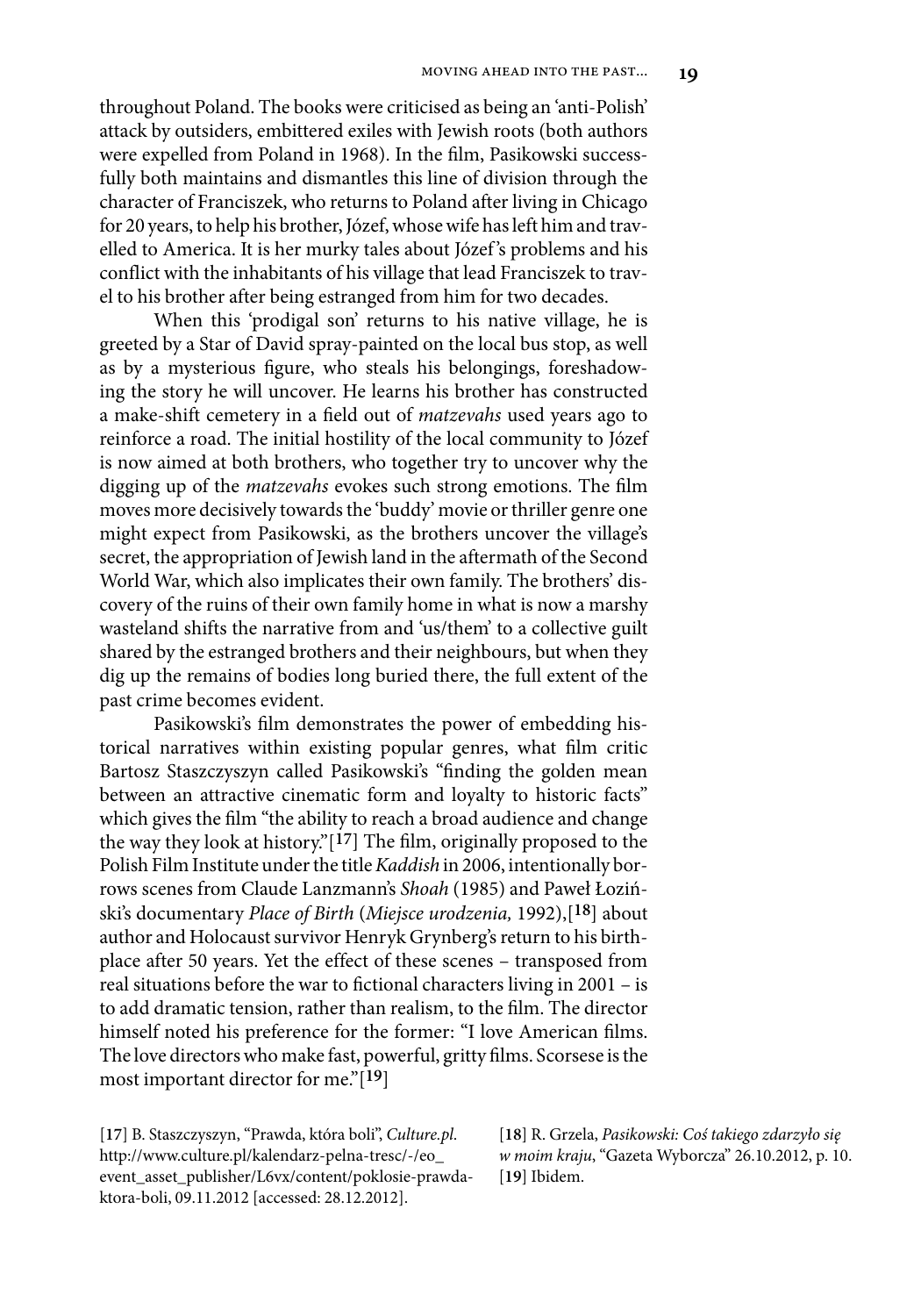throughout Poland. The books were criticised as being an 'anti-Polish' attack by outsiders, embittered exiles with Jewish roots (both authors were expelled from Poland in 1968). In the film, Pasikowski successfully both maintains and dismantles this line of division through the character of Franciszek, who returns to Poland after living in Chicago for 20 years, to help his brother, Józef, whose wife has left him and travelled to America. It is her murky tales about Józef's problems and his conflict with the inhabitants of his village that lead Franciszek to travel to his brother after being estranged from him for two decades.

When this 'prodigal son' returns to his native village, he is greeted by a Star of David spray-painted on the local bus stop, as well as by a mysterious figure, who steals his belongings, foreshadowing the story he will uncover. He learns his brother has constructed a make-shift cemetery in a field out of *matzevahs* used years ago to reinforce a road. The initial hostility of the local community to Józef is now aimed at both brothers, who together try to uncover why the digging up of the *matzevahs* evokes such strong emotions. The film moves more decisively towards the 'buddy' movie or thriller genre one might expect from Pasikowski, as the brothers uncover the village's secret, the appropriation of Jewish land in the aftermath of the Second World War, which also implicates their own family. The brothers' discovery of the ruins of their own family home in what is now a marshy wasteland shifts the narrative from and 'us/them' to a collective guilt shared by the estranged brothers and their neighbours, but when they dig up the remains of bodies long buried there, the full extent of the past crime becomes evident.

Pasikowski's film demonstrates the power of embedding historical narratives within existing popular genres, what film critic Bartosz Staszczyszyn called Pasikowski's "finding the golden mean between an attractive cinematic form and loyalty to historic facts" which gives the film "the ability to reach a broad audience and change the way they look at history."[17] The film, originally proposed to the Polish Film Institute under the title *Kaddish* in 2006, intentionally borrows scenes from Claude Lanzmann's *Shoah* (1985) and Paweł Łoziński's documentary *Place of Birth* (*Miejsce urodzenia,* 1992),[18] about author and Holocaust survivor Henryk Grynberg's return to his birthplace after 50 years. Yet the effect of these scenes – transposed from real situations before the war to fictional characters living in 2001 – is to add dramatic tension, rather than realism, to the film. The director himself noted his preference for the former: "I love American films. The love directors who make fast, powerful, gritty films. Scorsese is the most important director for me."[19]

[17] B. Staszczyszyn, "Prawda, która boli", *Culture.pl*. http://www.culture.pl/kalendarz-pelna-tresc/-/eo_event_asset_publisher/L6vx/content/poklosie-prawda-ktora-boli, 09.11.2012 [accessed: 28.12.2012].

[18] R. Grzela, *Pasikowski: Coś takiego zdarzyło się w moim kraju*, "Gazeta Wyborcza" 26.10.2012, p. 10.

[19] Ibidem.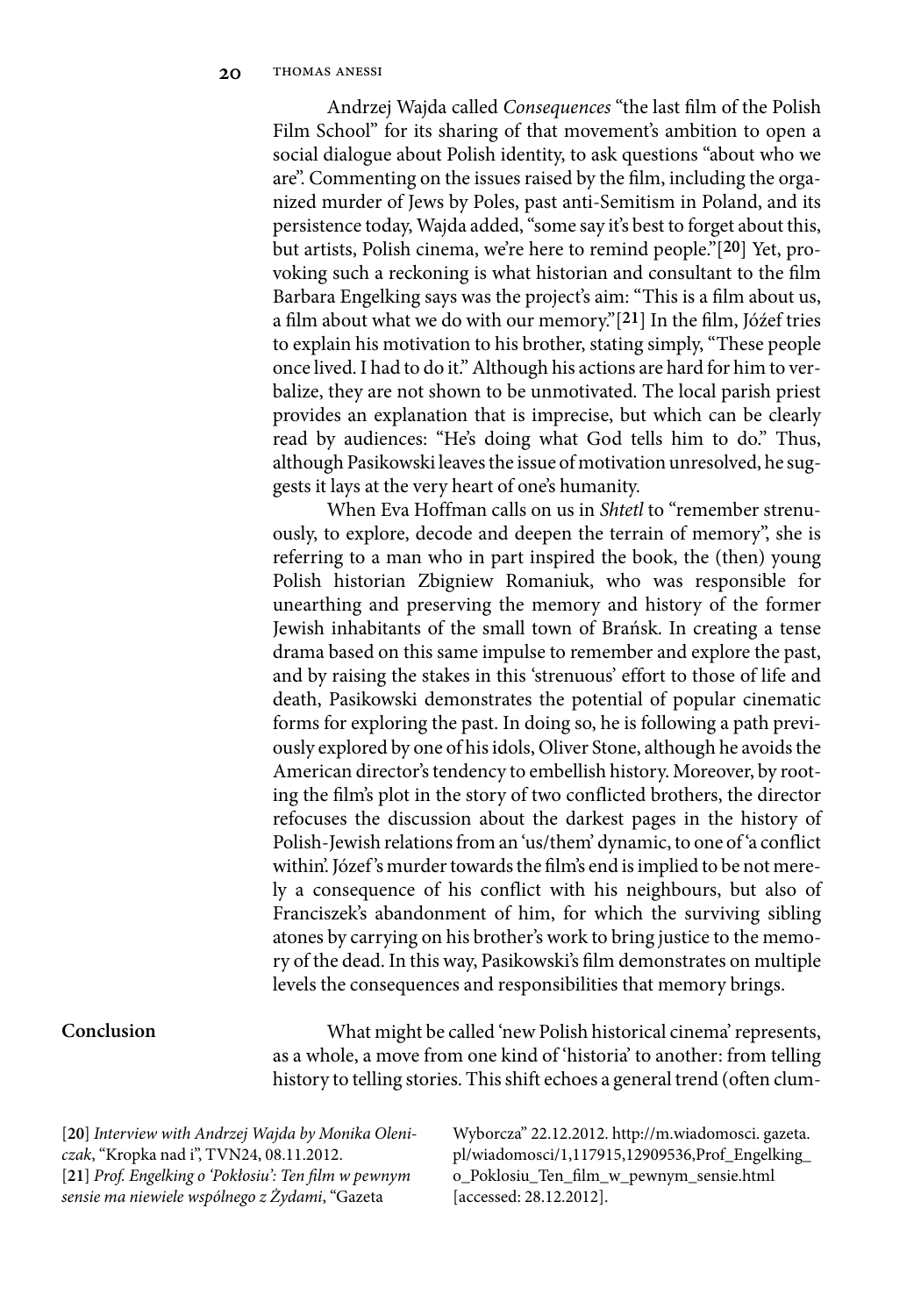Andrzej Wajda called *Consequences* "the last film of the Polish Film School" for its sharing of that movement's ambition to open a social dialogue about Polish identity, to ask questions "about who we are". Commenting on the issues raised by the film, including the organized murder of Jews by Poles, past anti-Semitism in Poland, and its persistence today, Wajda added, "some say it's best to forget about this, but artists, Polish cinema, we're here to remind people."[20] Yet, provoking such a reckoning is what historian and consultant to the film Barbara Engelking says was the project's aim: "This is a film about us, a film about what we do with our memory."[21] In the film, Jóźef tries to explain his motivation to his brother, stating simply, "These people once lived. I had to do it." Although his actions are hard for him to verbalize, they are not shown to be unmotivated. The local parish priest provides an explanation that is imprecise, but which can be clearly read by audiences: "He's doing what God tells him to do." Thus, although Pasikowski leaves the issue of motivation unresolved, he suggests it lays at the very heart of one's humanity.

When Eva Hoffman calls on us in *Shtetl* to "remember strenuously, to explore, decode and deepen the terrain of memory", she is referring to a man who in part inspired the book, the (then) young Polish historian Zbigniew Romaniuk, who was responsible for unearthing and preserving the memory and history of the former Jewish inhabitants of the small town of Brańsk. In creating a tense drama based on this same impulse to remember and explore the past, and by raising the stakes in this 'strenuous' effort to those of life and death, Pasikowski demonstrates the potential of popular cinematic forms for exploring the past. In doing so, he is following a path previously explored by one of his idols, Oliver Stone, although he avoids the American director's tendency to embellish history. Moreover, by rooting the film's plot in the story of two conflicted brothers, the director refocuses the discussion about the darkest pages in the history of Polish-Jewish relations from an 'us/them' dynamic, to one of 'a conflict within'. Józef's murder towards the film's end is implied to be not merely a consequence of his conflict with his neighbours, but also of Franciszek's abandonment of him, for which the surviving sibling atones by carrying on his brother's work to bring justice to the memory of the dead. In this way, Pasikowski's film demonstrates on multiple levels the consequences and responsibilities that memory brings.

## Conclusion

What might be called 'new Polish historical cinema' represents, as a whole, a move from one kind of 'historia' to another: from telling history to telling stories. This shift echoes a general trend (often clum-

[20] *Interview with Andrzej Wajda by Monika Oleniczak*, "Kropka nad i", TVN24, 08.11.2012.

[21] *Prof. Engelking o 'Pokłosiu': Ten film w pewnym sensie ma niewiele wspólnego z Żydami*, "Gazeta Wyborcza" 22.12.2012. http://m.wiadomosci. gazeta.pl/wiadomosci/1,117915,12909536,Prof_Engelking_o_Poklosiu_Ten_film_w_pewnym_sensie.html [accessed: 28.12.2012].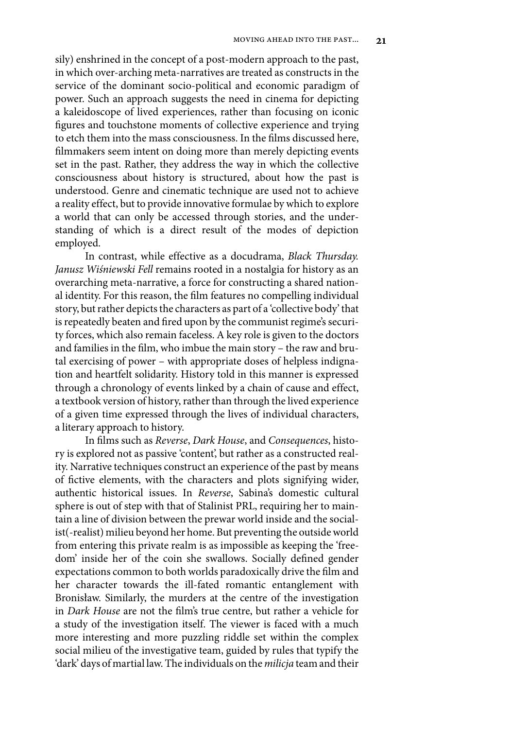sily) enshrined in the concept of a post-modern approach to the past, in which over-arching meta-narratives are treated as constructs in the service of the dominant socio-political and economic paradigm of power. Such an approach suggests the need in cinema for depicting a kaleidoscope of lived experiences, rather than focusing on iconic figures and touchstone moments of collective experience and trying to etch them into the mass consciousness. In the films discussed here, filmmakers seem intent on doing more than merely depicting events set in the past. Rather, they address the way in which the collective consciousness about history is structured, about how the past is understood. Genre and cinematic technique are used not to achieve a reality effect, but to provide innovative formulae by which to explore a world that can only be accessed through stories, and the understanding of which is a direct result of the modes of depiction employed.

In contrast, while effective as a docudrama, *Black Thursday. Janusz Wiśniewski Fell* remains rooted in a nostalgia for history as an overarching meta-narrative, a force for constructing a shared national identity. For this reason, the film features no compelling individual story, but rather depicts the characters as part of a 'collective body' that is repeatedly beaten and fired upon by the communist regime's security forces, which also remain faceless. A key role is given to the doctors and families in the film, who imbue the main story – the raw and brutal exercising of power – with appropriate doses of helpless indignation and heartfelt solidarity. History told in this manner is expressed through a chronology of events linked by a chain of cause and effect, a textbook version of history, rather than through the lived experience of a given time expressed through the lives of individual characters, a literary approach to history.

In films such as *Reverse*, *Dark House*, and *Consequences*, history is explored not as passive 'content', but rather as a constructed reality. Narrative techniques construct an experience of the past by means of fictive elements, with the characters and plots signifying wider, authentic historical issues. In *Reverse*, Sabina's domestic cultural sphere is out of step with that of Stalinist PRL, requiring her to maintain a line of division between the prewar world inside and the socialist(-realist) milieu beyond her home. But preventing the outside world from entering this private realm is as impossible as keeping the 'freedom' inside her of the coin she swallows. Socially defined gender expectations common to both worlds paradoxically drive the film and her character towards the ill-fated romantic entanglement with Bronisław. Similarly, the murders at the centre of the investigation in *Dark House* are not the film's true centre, but rather a vehicle for a study of the investigation itself. The viewer is faced with a much more interesting and more puzzling riddle set within the complex social milieu of the investigative team, guided by rules that typify the 'dark' days of martial law. The individuals on the *milicja* team and their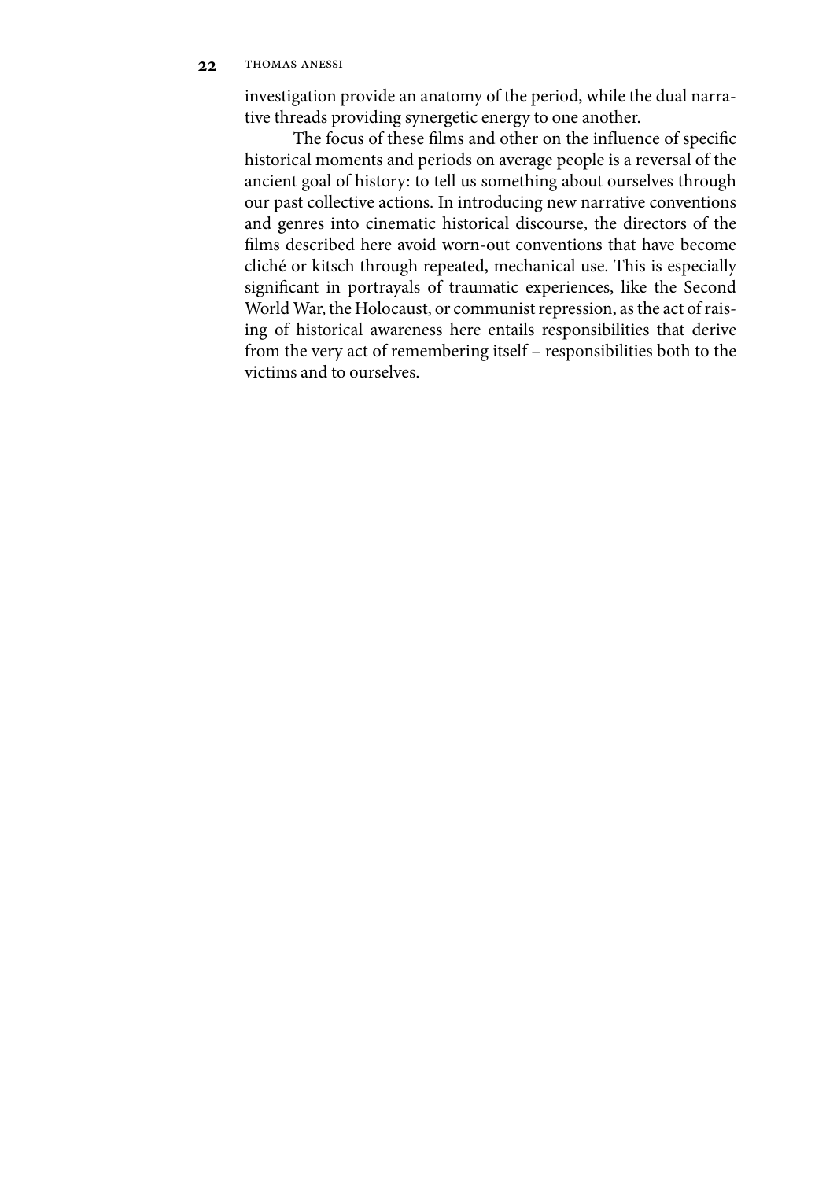investigation provide an anatomy of the period, while the dual narrative threads providing synergetic energy to one another.

The focus of these films and other on the influence of specific historical moments and periods on average people is a reversal of the ancient goal of history: to tell us something about ourselves through our past collective actions. In introducing new narrative conventions and genres into cinematic historical discourse, the directors of the films described here avoid worn-out conventions that have become cliché or kitsch through repeated, mechanical use. This is especially significant in portrayals of traumatic experiences, like the Second World War, the Holocaust, or communist repression, as the act of raising of historical awareness here entails responsibilities that derive from the very act of remembering itself – responsibilities both to the victims and to ourselves.